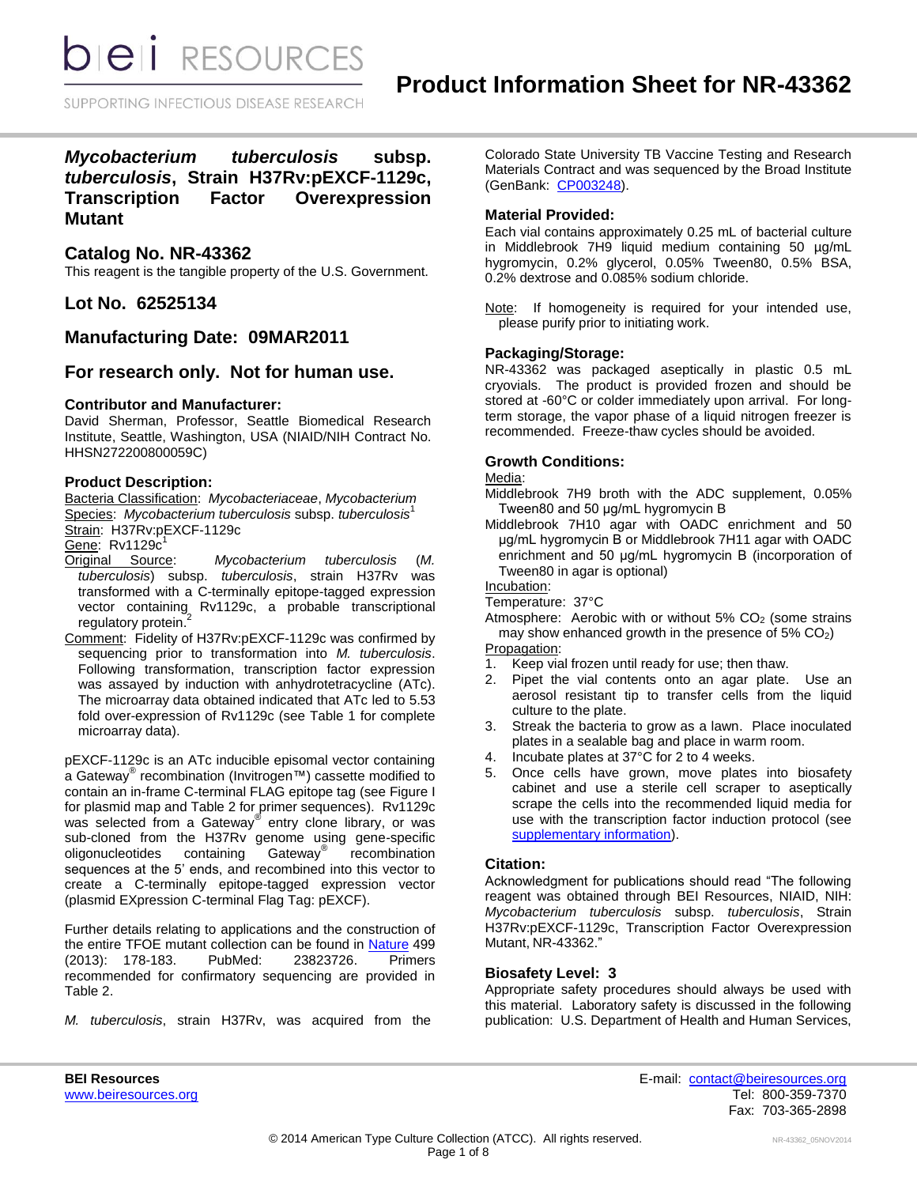# Product Information Sheet for NR-43362

## *Mycobacterium tuberculosis* subsp. *tuberculosis*, Strain H37Rv:pEXCF-1129c, Transcription Factor Overexpression Mutant

## Catalog No. NR-43362

This reagent is the tangible property of the U.S. Government.

## Lot No. 62525134

## Manufacturing Date: 09MAR2011

## For research only. Not for human use.

### Contributor and Manufacturer:

David Sherman, Professor, Seattle Biomedical Research Institute, Seattle, Washington, USA (NIAID/NIH Contract No. HHSN272200800059C)

### Product Description:

Bacteria Classification: *Mycobacteriaceae*, *Mycobacterium*
Species: *Mycobacterium tuberculosis* subsp. *tuberculosis*[1]
Strain: H37Rv:pEXCF-1129c
Gene: Rv1129c[1]
Original Source: *Mycobacterium tuberculosis* (*M. tuberculosis*) subsp. *tuberculosis*, strain H37Rv was transformed with a C-terminally epitope-tagged expression vector containing Rv1129c, a probable transcriptional regulatory protein.[2]
Comment: Fidelity of H37Rv:pEXCF-1129c was confirmed by sequencing prior to transformation into *M. tuberculosis*. Following transformation, transcription factor expression was assayed by induction with anhydrotetracycline (ATc). The microarray data obtained indicated that ATc led to 5.53 fold over-expression of Rv1129c (see Table 1 for complete microarray data).

pEXCF-1129c is an ATc inducible episomal vector containing a Gateway® recombination (Invitrogen™) cassette modified to contain an in-frame C-terminal FLAG epitope tag (see Figure I for plasmid map and Table 2 for primer sequences). Rv1129c was selected from a Gateway® entry clone library, or was sub-cloned from the H37Rv genome using gene-specific oligonucleotides containing Gateway® recombination sequences at the 5' ends, and recombined into this vector to create a C-terminally epitope-tagged expression vector (plasmid EXpression C-terminal Flag Tag: pEXCF).

Further details relating to applications and the construction of the entire TFOE mutant collection can be found in Nature 499 (2013): 178-183. PubMed: 23823726. Primers recommended for confirmatory sequencing are provided in Table 2.

*M. tuberculosis*, strain H37Rv, was acquired from the Colorado State University TB Vaccine Testing and Research Materials Contract and was sequenced by the Broad Institute (GenBank: CP003248).

### Material Provided:

Each vial contains approximately 0.25 mL of bacterial culture in Middlebrook 7H9 liquid medium containing 50 µg/mL hygromycin, 0.2% glycerol, 0.05% Tween80, 0.5% BSA, 0.2% dextrose and 0.085% sodium chloride.

Note: If homogeneity is required for your intended use, please purify prior to initiating work.

### Packaging/Storage:

NR-43362 was packaged aseptically in plastic 0.5 mL cryovials. The product is provided frozen and should be stored at -60°C or colder immediately upon arrival. For long-term storage, the vapor phase of a liquid nitrogen freezer is recommended. Freeze-thaw cycles should be avoided.

### Growth Conditions:

Media:
Middlebrook 7H9 broth with the ADC supplement, 0.05% Tween80 and 50 µg/mL hygromycin B
Middlebrook 7H10 agar with OADC enrichment and 50 µg/mL hygromycin B or Middlebrook 7H11 agar with OADC enrichment and 50 µg/mL hygromycin B (incorporation of Tween80 in agar is optional)

Incubation:
Temperature: 37°C
Atmosphere: Aerobic with or without 5% $CO_2$ (some strains may show enhanced growth in the presence of 5% $CO_2$)

Propagation:
1. Keep vial frozen until ready for use; then thaw.
2. Pipet the vial contents onto an agar plate. Use an aerosol resistant tip to transfer cells from the liquid culture to the plate.
3. Streak the bacteria to grow as a lawn. Place inoculated plates in a sealable bag and place in warm room.
4. Incubate plates at 37°C for 2 to 4 weeks.
5. Once cells have grown, move plates into biosafety cabinet and use a sterile cell scraper to aseptically scrape the cells into the recommended liquid media for use with the transcription factor induction protocol (see supplementary information).

### Citation:

Acknowledgment for publications should read "The following reagent was obtained through BEI Resources, NIAID, NIH: *Mycobacterium tuberculosis* subsp. *tuberculosis*, Strain H37Rv:pEXCF-1129c, Transcription Factor Overexpression Mutant, NR-43362."

### Biosafety Level: 3

Appropriate safety procedures should always be used with this material. Laboratory safety is discussed in the following publication: U.S. Department of Health and Human Services,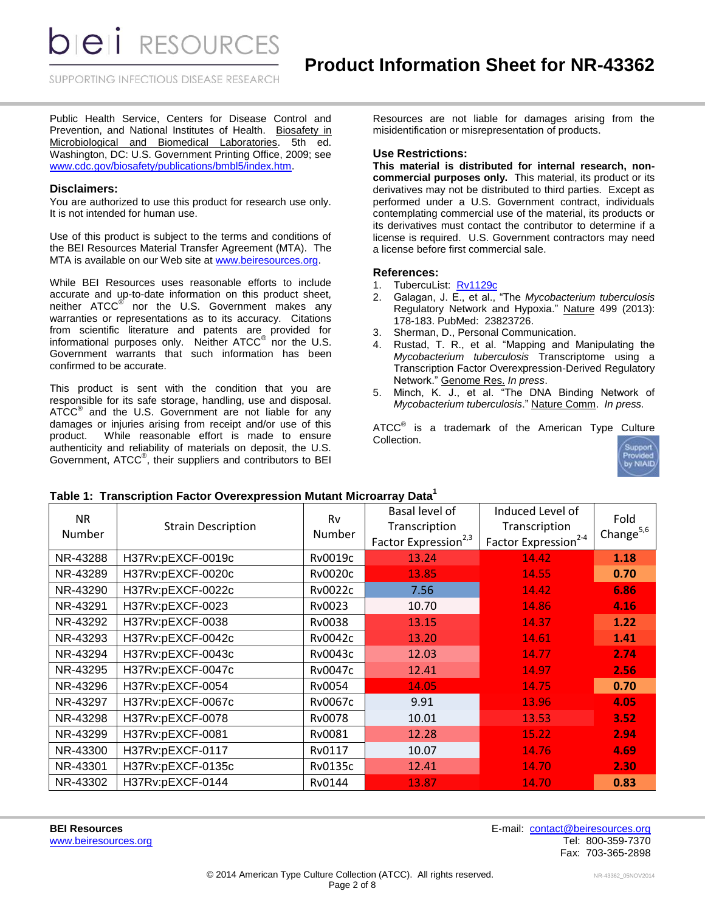Public Health Service, Centers for Disease Control and Prevention, and National Institutes of Health. Biosafety in Microbiological and Biomedical Laboratories. 5th ed. Washington, DC: U.S. Government Printing Office, 2009; see www.cdc.gov/biosafety/publications/bmbl5/index.htm.

### Disclaimers:

You are authorized to use this product for research use only. It is not intended for human use.

Use of this product is subject to the terms and conditions of the BEI Resources Material Transfer Agreement (MTA). The MTA is available on our Web site at www.beiresources.org.

While BEI Resources uses reasonable efforts to include accurate and up-to-date information on this product sheet, neither ATCC® nor the U.S. Government makes any warranties or representations as to its accuracy. Citations from scientific literature and patents are provided for informational purposes only. Neither ATCC® nor the U.S. Government warrants that such information has been confirmed to be accurate.

This product is sent with the condition that you are responsible for its safe storage, handling, use and disposal. ATCC® and the U.S. Government are not liable for any damages or injuries arising from receipt and/or use of this product. While reasonable effort is made to ensure authenticity and reliability of materials on deposit, the U.S. Government, ATCC®, their suppliers and contributors to BEI Resources are not liable for damages arising from the misidentification or misrepresentation of products.

### Use Restrictions:

**This material is distributed for internal research, non-commercial purposes only.** This material, its product or its derivatives may not be distributed to third parties. Except as performed under a U.S. Government contract, individuals contemplating commercial use of the material, its products or its derivatives must contact the contributor to determine if a license is required. U.S. Government contractors may need a license before first commercial sale.

### References:

1. TubercuList: Rv1129c
2. Galagan, J. E., et al., "The *Mycobacterium tuberculosis* Regulatory Network and Hypoxia." Nature 499 (2013): 178-183. PubMed: 23823726.
3. Sherman, D., Personal Communication.
4. Rustad, T. R., et al. "Mapping and Manipulating the *Mycobacterium tuberculosis* Transcriptome using a Transcription Factor Overexpression-Derived Regulatory Network." Genome Res. *In press*.
5. Minch, K. J., et al. "The DNA Binding Network of *Mycobacterium tuberculosis*." Nature Comm. *In press.*

ATCC® is a trademark of the American Type Culture Collection.

**Table 1: Transcription Factor Overexpression Mutant Microarray Data[1]**

| NR Number | Strain Description | Rv Number | Basal level of Transcription Factor Expression[2,3] | Induced Level of Transcription Factor Expression[2-4] | Fold Change[5,6] |
|---|---|---|---|---|---|
| NR-43288 | H37Rv:pEXCF-0019c | Rv0019c | 13.24 | 14.42 | 1.18 |
| NR-43289 | H37Rv:pEXCF-0020c | Rv0020c | 13.85 | 14.55 | 0.70 |
| NR-43290 | H37Rv:pEXCF-0022c | Rv0022c | 7.56 | 14.42 | 6.86 |
| NR-43291 | H37Rv:pEXCF-0023 | Rv0023 | 10.70 | 14.86 | 4.16 |
| NR-43292 | H37Rv:pEXCF-0038 | Rv0038 | 13.15 | 14.37 | 1.22 |
| NR-43293 | H37Rv:pEXCF-0042c | Rv0042c | 13.20 | 14.61 | 1.41 |
| NR-43294 | H37Rv:pEXCF-0043c | Rv0043c | 12.03 | 14.77 | 2.74 |
| NR-43295 | H37Rv:pEXCF-0047c | Rv0047c | 12.41 | 14.97 | 2.56 |
| NR-43296 | H37Rv:pEXCF-0054 | Rv0054 | 14.05 | 14.75 | 0.70 |
| NR-43297 | H37Rv:pEXCF-0067c | Rv0067c | 9.91 | 13.96 | 4.05 |
| NR-43298 | H37Rv:pEXCF-0078 | Rv0078 | 10.01 | 13.53 | 3.52 |
| NR-43299 | H37Rv:pEXCF-0081 | Rv0081 | 12.28 | 15.22 | 2.94 |
| NR-43300 | H37Rv:pEXCF-0117 | Rv0117 | 10.07 | 14.76 | 4.69 |
| NR-43301 | H37Rv:pEXCF-0135c | Rv0135c | 12.41 | 14.70 | 2.30 |
| NR-43302 | H37Rv:pEXCF-0144 | Rv0144 | 13.87 | 14.70 | 0.83 |

**BEI Resources**
www.beiresources.org

E-mail: contact@beiresources.org
Tel: 800-359-7370
Fax: 703-365-2898

© 2014 American Type Culture Collection (ATCC). All rights reserved.

NR-43362_05NOV2014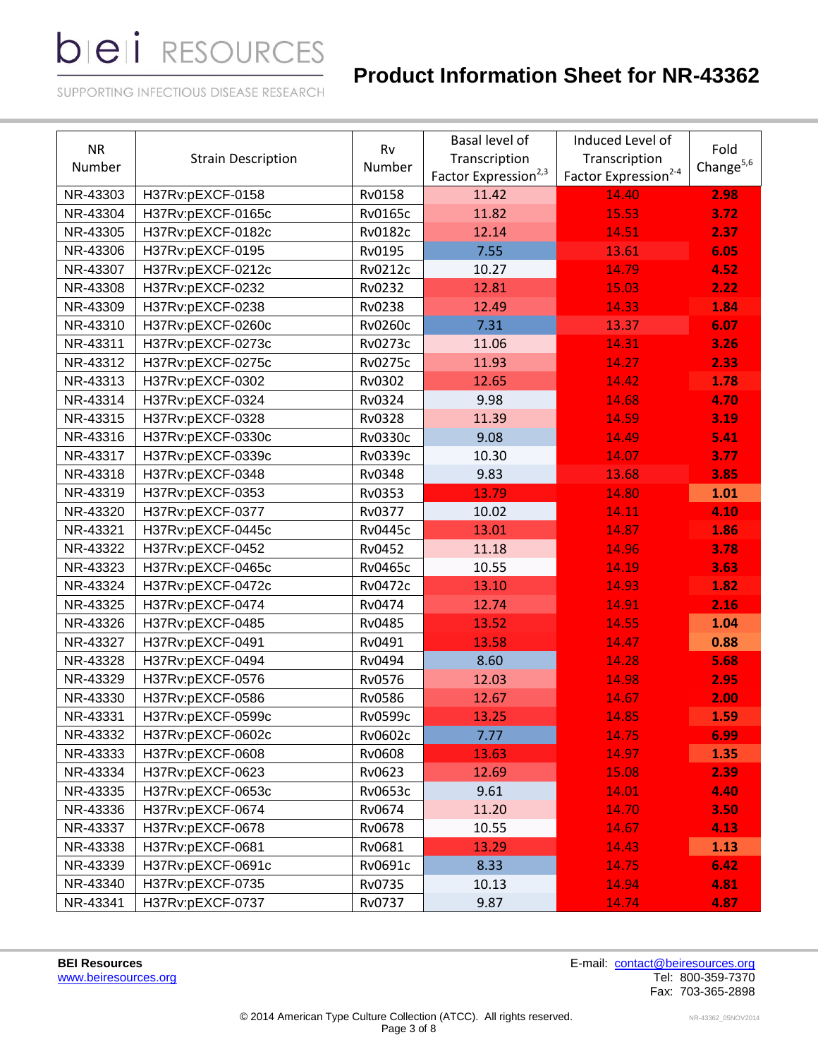| NR Number | Strain Description | Rv Number | Basal level of Transcription Factor Expression[2,3] | Induced Level of Transcription Factor Expression[2-4] | Fold Change[5,6] |
|---|---|---|---|---|---|
| NR-43303 | H37Rv:pEXCF-0158 | Rv0158 | 11.42 | 14.40 | 2.98 |
| NR-43304 | H37Rv:pEXCF-0165c | Rv0165c | 11.82 | 15.53 | 3.72 |
| NR-43305 | H37Rv:pEXCF-0182c | Rv0182c | 12.14 | 14.51 | 2.37 |
| NR-43306 | H37Rv:pEXCF-0195 | Rv0195 | 7.55 | 13.61 | 6.05 |
| NR-43307 | H37Rv:pEXCF-0212c | Rv0212c | 10.27 | 14.79 | 4.52 |
| NR-43308 | H37Rv:pEXCF-0232 | Rv0232 | 12.81 | 15.03 | 2.22 |
| NR-43309 | H37Rv:pEXCF-0238 | Rv0238 | 12.49 | 14.33 | 1.84 |
| NR-43310 | H37Rv:pEXCF-0260c | Rv0260c | 7.31 | 13.37 | 6.07 |
| NR-43311 | H37Rv:pEXCF-0273c | Rv0273c | 11.06 | 14.31 | 3.26 |
| NR-43312 | H37Rv:pEXCF-0275c | Rv0275c | 11.93 | 14.27 | 2.33 |
| NR-43313 | H37Rv:pEXCF-0302 | Rv0302 | 12.65 | 14.42 | 1.78 |
| NR-43314 | H37Rv:pEXCF-0324 | Rv0324 | 9.98 | 14.68 | 4.70 |
| NR-43315 | H37Rv:pEXCF-0328 | Rv0328 | 11.39 | 14.59 | 3.19 |
| NR-43316 | H37Rv:pEXCF-0330c | Rv0330c | 9.08 | 14.49 | 5.41 |
| NR-43317 | H37Rv:pEXCF-0339c | Rv0339c | 10.30 | 14.07 | 3.77 |
| NR-43318 | H37Rv:pEXCF-0348 | Rv0348 | 9.83 | 13.68 | 3.85 |
| NR-43319 | H37Rv:pEXCF-0353 | Rv0353 | 13.79 | 14.80 | 1.01 |
| NR-43320 | H37Rv:pEXCF-0377 | Rv0377 | 10.02 | 14.11 | 4.10 |
| NR-43321 | H37Rv:pEXCF-0445c | Rv0445c | 13.01 | 14.87 | 1.86 |
| NR-43322 | H37Rv:pEXCF-0452 | Rv0452 | 11.18 | 14.96 | 3.78 |
| NR-43323 | H37Rv:pEXCF-0465c | Rv0465c | 10.55 | 14.19 | 3.63 |
| NR-43324 | H37Rv:pEXCF-0472c | Rv0472c | 13.10 | 14.93 | 1.82 |
| NR-43325 | H37Rv:pEXCF-0474 | Rv0474 | 12.74 | 14.91 | 2.16 |
| NR-43326 | H37Rv:pEXCF-0485 | Rv0485 | 13.52 | 14.55 | 1.04 |
| NR-43327 | H37Rv:pEXCF-0491 | Rv0491 | 13.58 | 14.47 | 0.88 |
| NR-43328 | H37Rv:pEXCF-0494 | Rv0494 | 8.60 | 14.28 | 5.68 |
| NR-43329 | H37Rv:pEXCF-0576 | Rv0576 | 12.03 | 14.98 | 2.95 |
| NR-43330 | H37Rv:pEXCF-0586 | Rv0586 | 12.67 | 14.67 | 2.00 |
| NR-43331 | H37Rv:pEXCF-0599c | Rv0599c | 13.25 | 14.85 | 1.59 |
| NR-43332 | H37Rv:pEXCF-0602c | Rv0602c | 7.77 | 14.75 | 6.99 |
| NR-43333 | H37Rv:pEXCF-0608 | Rv0608 | 13.63 | 14.97 | 1.35 |
| NR-43334 | H37Rv:pEXCF-0623 | Rv0623 | 12.69 | 15.08 | 2.39 |
| NR-43335 | H37Rv:pEXCF-0653c | Rv0653c | 9.61 | 14.01 | 4.40 |
| NR-43336 | H37Rv:pEXCF-0674 | Rv0674 | 11.20 | 14.70 | 3.50 |
| NR-43337 | H37Rv:pEXCF-0678 | Rv0678 | 10.55 | 14.67 | 4.13 |
| NR-43338 | H37Rv:pEXCF-0681 | Rv0681 | 13.29 | 14.43 | 1.13 |
| NR-43339 | H37Rv:pEXCF-0691c | Rv0691c | 8.33 | 14.75 | 6.42 |
| NR-43340 | H37Rv:pEXCF-0735 | Rv0735 | 10.13 | 14.94 | 4.81 |
| NR-43341 | H37Rv:pEXCF-0737 | Rv0737 | 9.87 | 14.74 | 4.87 |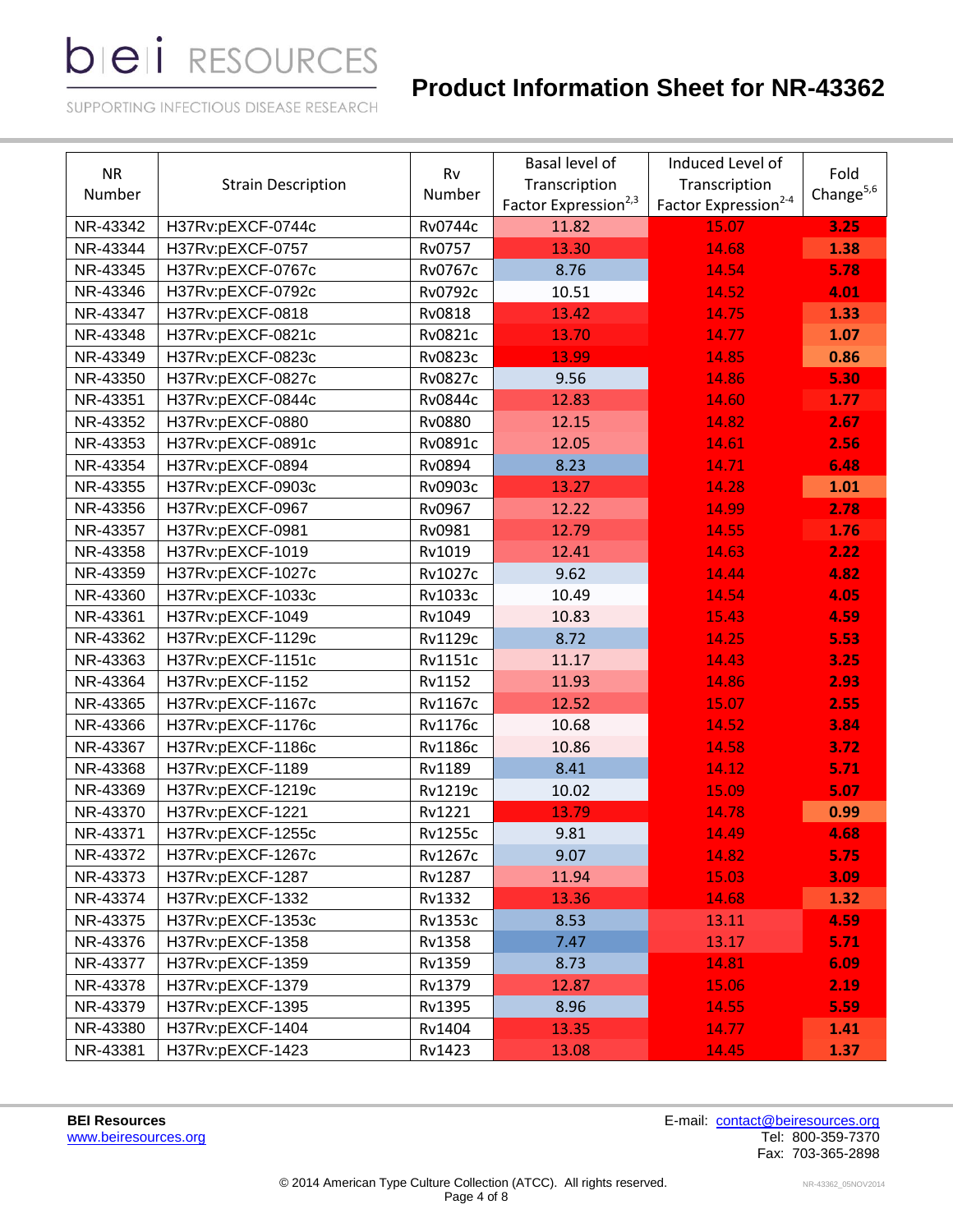| NR Number | Strain Description | Rv Number | Basal level of Transcription Factor Expression[2,3] | Induced Level of Transcription Factor Expression[2-4] | Fold Change[5,6] |
|---|---|---|---|---|---|
| NR-43342 | H37Rv:pEXCF-0744c | Rv0744c | 11.82 | 15.07 | 3.25 |
| NR-43344 | H37Rv:pEXCF-0757 | Rv0757 | 13.30 | 14.68 | 1.38 |
| NR-43345 | H37Rv:pEXCF-0767c | Rv0767c | 8.76 | 14.54 | 5.78 |
| NR-43346 | H37Rv:pEXCF-0792c | Rv0792c | 10.51 | 14.52 | 4.01 |
| NR-43347 | H37Rv:pEXCF-0818 | Rv0818 | 13.42 | 14.75 | 1.33 |
| NR-43348 | H37Rv:pEXCF-0821c | Rv0821c | 13.70 | 14.77 | 1.07 |
| NR-43349 | H37Rv:pEXCF-0823c | Rv0823c | 13.99 | 14.85 | 0.86 |
| NR-43350 | H37Rv:pEXCF-0827c | Rv0827c | 9.56 | 14.86 | 5.30 |
| NR-43351 | H37Rv:pEXCF-0844c | Rv0844c | 12.83 | 14.60 | 1.77 |
| NR-43352 | H37Rv:pEXCF-0880 | Rv0880 | 12.15 | 14.82 | 2.67 |
| NR-43353 | H37Rv:pEXCF-0891c | Rv0891c | 12.05 | 14.61 | 2.56 |
| NR-43354 | H37Rv:pEXCF-0894 | Rv0894 | 8.23 | 14.71 | 6.48 |
| NR-43355 | H37Rv:pEXCF-0903c | Rv0903c | 13.27 | 14.28 | 1.01 |
| NR-43356 | H37Rv:pEXCF-0967 | Rv0967 | 12.22 | 14.99 | 2.78 |
| NR-43357 | H37Rv:pEXCF-0981 | Rv0981 | 12.79 | 14.55 | 1.76 |
| NR-43358 | H37Rv:pEXCF-1019 | Rv1019 | 12.41 | 14.63 | 2.22 |
| NR-43359 | H37Rv:pEXCF-1027c | Rv1027c | 9.62 | 14.44 | 4.82 |
| NR-43360 | H37Rv:pEXCF-1033c | Rv1033c | 10.49 | 14.54 | 4.05 |
| NR-43361 | H37Rv:pEXCF-1049 | Rv1049 | 10.83 | 15.43 | 4.59 |
| NR-43362 | H37Rv:pEXCF-1129c | Rv1129c | 8.72 | 14.25 | 5.53 |
| NR-43363 | H37Rv:pEXCF-1151c | Rv1151c | 11.17 | 14.43 | 3.25 |
| NR-43364 | H37Rv:pEXCF-1152 | Rv1152 | 11.93 | 14.86 | 2.93 |
| NR-43365 | H37Rv:pEXCF-1167c | Rv1167c | 12.52 | 15.07 | 2.55 |
| NR-43366 | H37Rv:pEXCF-1176c | Rv1176c | 10.68 | 14.52 | 3.84 |
| NR-43367 | H37Rv:pEXCF-1186c | Rv1186c | 10.86 | 14.58 | 3.72 |
| NR-43368 | H37Rv:pEXCF-1189 | Rv1189 | 8.41 | 14.12 | 5.71 |
| NR-43369 | H37Rv:pEXCF-1219c | Rv1219c | 10.02 | 15.09 | 5.07 |
| NR-43370 | H37Rv:pEXCF-1221 | Rv1221 | 13.79 | 14.78 | 0.99 |
| NR-43371 | H37Rv:pEXCF-1255c | Rv1255c | 9.81 | 14.49 | 4.68 |
| NR-43372 | H37Rv:pEXCF-1267c | Rv1267c | 9.07 | 14.82 | 5.75 |
| NR-43373 | H37Rv:pEXCF-1287 | Rv1287 | 11.94 | 15.03 | 3.09 |
| NR-43374 | H37Rv:pEXCF-1332 | Rv1332 | 13.36 | 14.68 | 1.32 |
| NR-43375 | H37Rv:pEXCF-1353c | Rv1353c | 8.53 | 13.11 | 4.59 |
| NR-43376 | H37Rv:pEXCF-1358 | Rv1358 | 7.47 | 13.17 | 5.71 |
| NR-43377 | H37Rv:pEXCF-1359 | Rv1359 | 8.73 | 14.81 | 6.09 |
| NR-43378 | H37Rv:pEXCF-1379 | Rv1379 | 12.87 | 15.06 | 2.19 |
| NR-43379 | H37Rv:pEXCF-1395 | Rv1395 | 8.96 | 14.55 | 5.59 |
| NR-43380 | H37Rv:pEXCF-1404 | Rv1404 | 13.35 | 14.77 | 1.41 |
| NR-43381 | H37Rv:pEXCF-1423 | Rv1423 | 13.08 | 14.45 | 1.37 |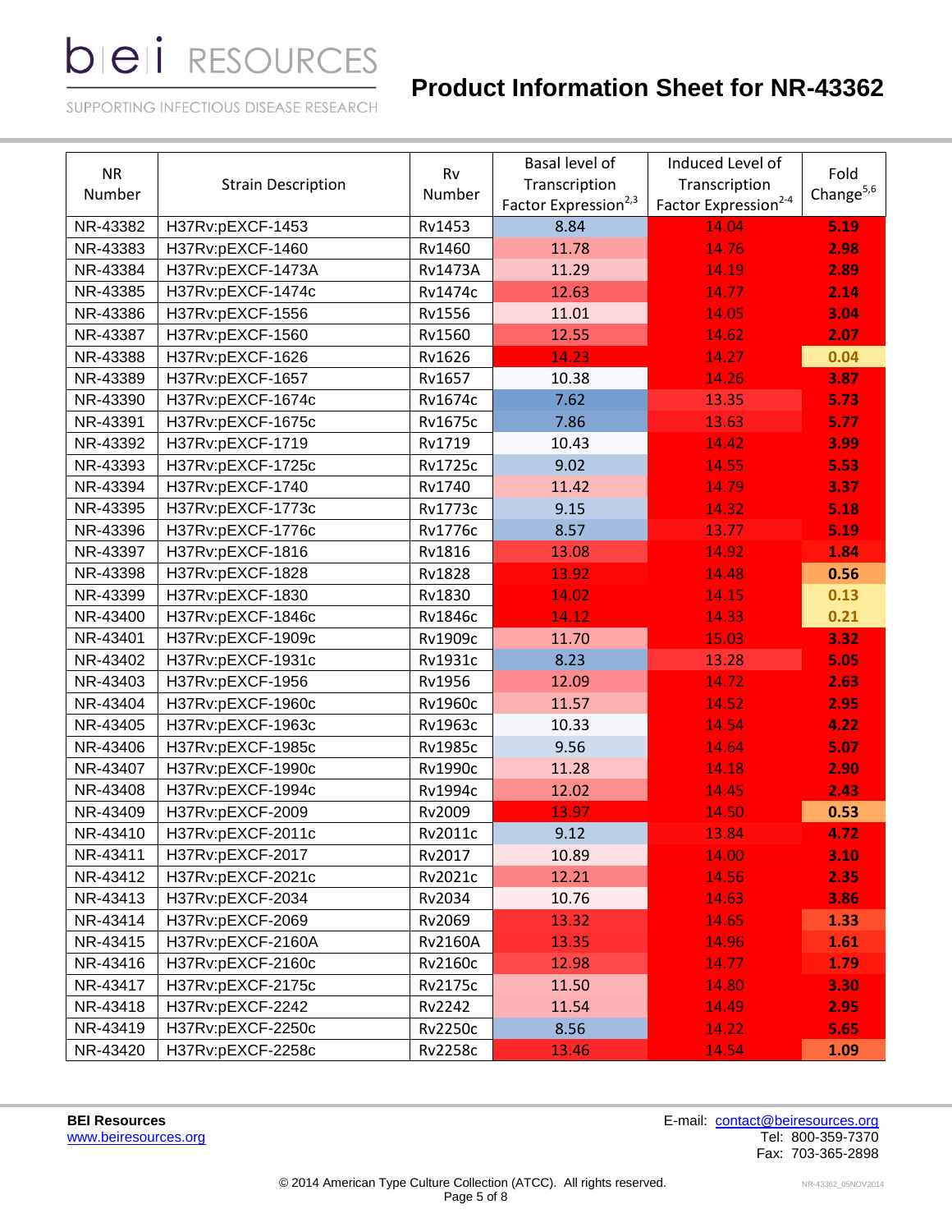| NR Number | Strain Description | Rv Number | Basal level of Transcription Factor Expression[2,3] | Induced Level of Transcription Factor Expression[2-4] | Fold Change[5,6] |
|---|---|---|---|---|---|
| NR-43382 | H37Rv:pEXCF-1453 | Rv1453 | 8.84 | 14.04 | 5.19 |
| NR-43383 | H37Rv:pEXCF-1460 | Rv1460 | 11.78 | 14.76 | 2.98 |
| NR-43384 | H37Rv:pEXCF-1473A | Rv1473A | 11.29 | 14.19 | 2.89 |
| NR-43385 | H37Rv:pEXCF-1474c | Rv1474c | 12.63 | 14.77 | 2.14 |
| NR-43386 | H37Rv:pEXCF-1556 | Rv1556 | 11.01 | 14.05 | 3.04 |
| NR-43387 | H37Rv:pEXCF-1560 | Rv1560 | 12.55 | 14.62 | 2.07 |
| NR-43388 | H37Rv:pEXCF-1626 | Rv1626 | 14.23 | 14.27 | 0.04 |
| NR-43389 | H37Rv:pEXCF-1657 | Rv1657 | 10.38 | 14.26 | 3.87 |
| NR-43390 | H37Rv:pEXCF-1674c | Rv1674c | 7.62 | 13.35 | 5.73 |
| NR-43391 | H37Rv:pEXCF-1675c | Rv1675c | 7.86 | 13.63 | 5.77 |
| NR-43392 | H37Rv:pEXCF-1719 | Rv1719 | 10.43 | 14.42 | 3.99 |
| NR-43393 | H37Rv:pEXCF-1725c | Rv1725c | 9.02 | 14.55 | 5.53 |
| NR-43394 | H37Rv:pEXCF-1740 | Rv1740 | 11.42 | 14.79 | 3.37 |
| NR-43395 | H37Rv:pEXCF-1773c | Rv1773c | 9.15 | 14.32 | 5.18 |
| NR-43396 | H37Rv:pEXCF-1776c | Rv1776c | 8.57 | 13.77 | 5.19 |
| NR-43397 | H37Rv:pEXCF-1816 | Rv1816 | 13.08 | 14.92 | 1.84 |
| NR-43398 | H37Rv:pEXCF-1828 | Rv1828 | 13.92 | 14.48 | 0.56 |
| NR-43399 | H37Rv:pEXCF-1830 | Rv1830 | 14.02 | 14.15 | 0.13 |
| NR-43400 | H37Rv:pEXCF-1846c | Rv1846c | 14.12 | 14.33 | 0.21 |
| NR-43401 | H37Rv:pEXCF-1909c | Rv1909c | 11.70 | 15.03 | 3.32 |
| NR-43402 | H37Rv:pEXCF-1931c | Rv1931c | 8.23 | 13.28 | 5.05 |
| NR-43403 | H37Rv:pEXCF-1956 | Rv1956 | 12.09 | 14.72 | 2.63 |
| NR-43404 | H37Rv:pEXCF-1960c | Rv1960c | 11.57 | 14.52 | 2.95 |
| NR-43405 | H37Rv:pEXCF-1963c | Rv1963c | 10.33 | 14.54 | 4.22 |
| NR-43406 | H37Rv:pEXCF-1985c | Rv1985c | 9.56 | 14.64 | 5.07 |
| NR-43407 | H37Rv:pEXCF-1990c | Rv1990c | 11.28 | 14.18 | 2.90 |
| NR-43408 | H37Rv:pEXCF-1994c | Rv1994c | 12.02 | 14.45 | 2.43 |
| NR-43409 | H37Rv:pEXCF-2009 | Rv2009 | 13.97 | 14.50 | 0.53 |
| NR-43410 | H37Rv:pEXCF-2011c | Rv2011c | 9.12 | 13.84 | 4.72 |
| NR-43411 | H37Rv:pEXCF-2017 | Rv2017 | 10.89 | 14.00 | 3.10 |
| NR-43412 | H37Rv:pEXCF-2021c | Rv2021c | 12.21 | 14.56 | 2.35 |
| NR-43413 | H37Rv:pEXCF-2034 | Rv2034 | 10.76 | 14.63 | 3.86 |
| NR-43414 | H37Rv:pEXCF-2069 | Rv2069 | 13.32 | 14.65 | 1.33 |
| NR-43415 | H37Rv:pEXCF-2160A | Rv2160A | 13.35 | 14.96 | 1.61 |
| NR-43416 | H37Rv:pEXCF-2160c | Rv2160c | 12.98 | 14.77 | 1.79 |
| NR-43417 | H37Rv:pEXCF-2175c | Rv2175c | 11.50 | 14.80 | 3.30 |
| NR-43418 | H37Rv:pEXCF-2242 | Rv2242 | 11.54 | 14.49 | 2.95 |
| NR-43419 | H37Rv:pEXCF-2250c | Rv2250c | 8.56 | 14.22 | 5.65 |
| NR-43420 | H37Rv:pEXCF-2258c | Rv2258c | 13.46 | 14.54 | 1.09 |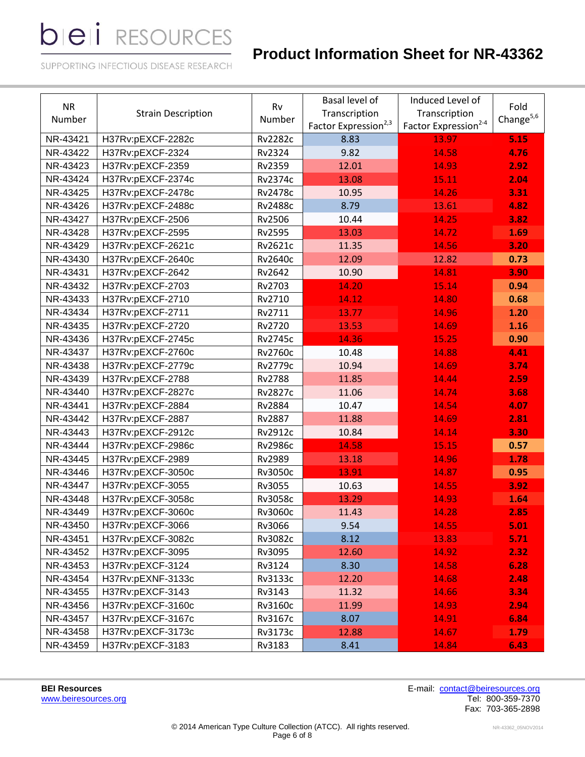| NR Number | Strain Description | Rv Number | Basal level of Transcription Factor Expression[2,3] | Induced Level of Transcription Factor Expression[2-4] | Fold Change[5,6] |
|---|---|---|---|---|---|
| NR-43421 | H37Rv:pEXCF-2282c | Rv2282c | 8.83 | 13.97 | 5.15 |
| NR-43422 | H37Rv:pEXCF-2324 | Rv2324 | 9.82 | 14.58 | 4.76 |
| NR-43423 | H37Rv:pEXCF-2359 | Rv2359 | 12.01 | 14.93 | 2.92 |
| NR-43424 | H37Rv:pEXCF-2374c | Rv2374c | 13.08 | 15.11 | 2.04 |
| NR-43425 | H37Rv:pEXCF-2478c | Rv2478c | 10.95 | 14.26 | 3.31 |
| NR-43426 | H37Rv:pEXCF-2488c | Rv2488c | 8.79 | 13.61 | 4.82 |
| NR-43427 | H37Rv:pEXCF-2506 | Rv2506 | 10.44 | 14.25 | 3.82 |
| NR-43428 | H37Rv:pEXCF-2595 | Rv2595 | 13.03 | 14.72 | 1.69 |
| NR-43429 | H37Rv:pEXCF-2621c | Rv2621c | 11.35 | 14.56 | 3.20 |
| NR-43430 | H37Rv:pEXCF-2640c | Rv2640c | 12.09 | 12.82 | 0.73 |
| NR-43431 | H37Rv:pEXCF-2642 | Rv2642 | 10.90 | 14.81 | 3.90 |
| NR-43432 | H37Rv:pEXCF-2703 | Rv2703 | 14.20 | 15.14 | 0.94 |
| NR-43433 | H37Rv:pEXCF-2710 | Rv2710 | 14.12 | 14.80 | 0.68 |
| NR-43434 | H37Rv:pEXCF-2711 | Rv2711 | 13.77 | 14.96 | 1.20 |
| NR-43435 | H37Rv:pEXCF-2720 | Rv2720 | 13.53 | 14.69 | 1.16 |
| NR-43436 | H37Rv:pEXCF-2745c | Rv2745c | 14.36 | 15.25 | 0.90 |
| NR-43437 | H37Rv:pEXCF-2760c | Rv2760c | 10.48 | 14.88 | 4.41 |
| NR-43438 | H37Rv:pEXCF-2779c | Rv2779c | 10.94 | 14.69 | 3.74 |
| NR-43439 | H37Rv:pEXCF-2788 | Rv2788 | 11.85 | 14.44 | 2.59 |
| NR-43440 | H37Rv:pEXCF-2827c | Rv2827c | 11.06 | 14.74 | 3.68 |
| NR-43441 | H37Rv:pEXCF-2884 | Rv2884 | 10.47 | 14.54 | 4.07 |
| NR-43442 | H37Rv:pEXCF-2887 | Rv2887 | 11.88 | 14.69 | 2.81 |
| NR-43443 | H37Rv:pEXCF-2912c | Rv2912c | 10.84 | 14.14 | 3.30 |
| NR-43444 | H37Rv:pEXCF-2986c | Rv2986c | 14.58 | 15.15 | 0.57 |
| NR-43445 | H37Rv:pEXCF-2989 | Rv2989 | 13.18 | 14.96 | 1.78 |
| NR-43446 | H37Rv:pEXCF-3050c | Rv3050c | 13.91 | 14.87 | 0.95 |
| NR-43447 | H37Rv:pEXCF-3055 | Rv3055 | 10.63 | 14.55 | 3.92 |
| NR-43448 | H37Rv:pEXCF-3058c | Rv3058c | 13.29 | 14.93 | 1.64 |
| NR-43449 | H37Rv:pEXCF-3060c | Rv3060c | 11.43 | 14.28 | 2.85 |
| NR-43450 | H37Rv:pEXCF-3066 | Rv3066 | 9.54 | 14.55 | 5.01 |
| NR-43451 | H37Rv:pEXCF-3082c | Rv3082c | 8.12 | 13.83 | 5.71 |
| NR-43452 | H37Rv:pEXCF-3095 | Rv3095 | 12.60 | 14.92 | 2.32 |
| NR-43453 | H37Rv:pEXCF-3124 | Rv3124 | 8.30 | 14.58 | 6.28 |
| NR-43454 | H37Rv:pEXNF-3133c | Rv3133c | 12.20 | 14.68 | 2.48 |
| NR-43455 | H37Rv:pEXCF-3143 | Rv3143 | 11.32 | 14.66 | 3.34 |
| NR-43456 | H37Rv:pEXCF-3160c | Rv3160c | 11.99 | 14.93 | 2.94 |
| NR-43457 | H37Rv:pEXCF-3167c | Rv3167c | 8.07 | 14.91 | 6.84 |
| NR-43458 | H37Rv:pEXCF-3173c | Rv3173c | 12.88 | 14.67 | 1.79 |
| NR-43459 | H37Rv:pEXCF-3183 | Rv3183 | 8.41 | 14.84 | 6.43 |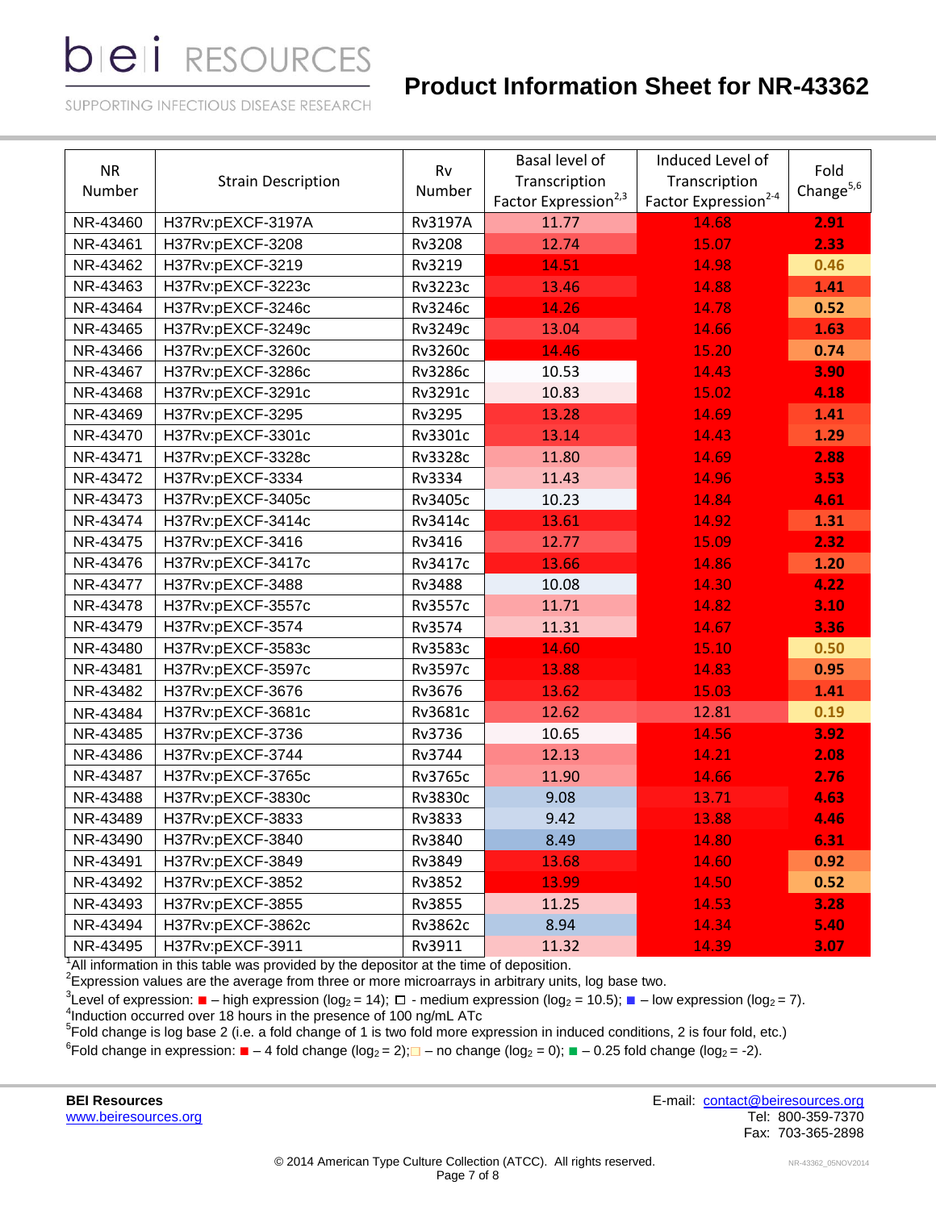| NR Number | Strain Description | Rv Number | Basal level of Transcription Factor Expression[2,3] | Induced Level of Transcription Factor Expression[2-4] | Fold Change[5,6] |
|---|---|---|---|---|---|
| NR-43460 | H37Rv:pEXCF-3197A | Rv3197A | 11.77 | 14.68 | 2.91 |
| NR-43461 | H37Rv:pEXCF-3208 | Rv3208 | 12.74 | 15.07 | 2.33 |
| NR-43462 | H37Rv:pEXCF-3219 | Rv3219 | 14.51 | 14.98 | 0.46 |
| NR-43463 | H37Rv:pEXCF-3223c | Rv3223c | 13.46 | 14.88 | 1.41 |
| NR-43464 | H37Rv:pEXCF-3246c | Rv3246c | 14.26 | 14.78 | 0.52 |
| NR-43465 | H37Rv:pEXCF-3249c | Rv3249c | 13.04 | 14.66 | 1.63 |
| NR-43466 | H37Rv:pEXCF-3260c | Rv3260c | 14.46 | 15.20 | 0.74 |
| NR-43467 | H37Rv:pEXCF-3286c | Rv3286c | 10.53 | 14.43 | 3.90 |
| NR-43468 | H37Rv:pEXCF-3291c | Rv3291c | 10.83 | 15.02 | 4.18 |
| NR-43469 | H37Rv:pEXCF-3295 | Rv3295 | 13.28 | 14.69 | 1.41 |
| NR-43470 | H37Rv:pEXCF-3301c | Rv3301c | 13.14 | 14.43 | 1.29 |
| NR-43471 | H37Rv:pEXCF-3328c | Rv3328c | 11.80 | 14.69 | 2.88 |
| NR-43472 | H37Rv:pEXCF-3334 | Rv3334 | 11.43 | 14.96 | 3.53 |
| NR-43473 | H37Rv:pEXCF-3405c | Rv3405c | 10.23 | 14.84 | 4.61 |
| NR-43474 | H37Rv:pEXCF-3414c | Rv3414c | 13.61 | 14.92 | 1.31 |
| NR-43475 | H37Rv:pEXCF-3416 | Rv3416 | 12.77 | 15.09 | 2.32 |
| NR-43476 | H37Rv:pEXCF-3417c | Rv3417c | 13.66 | 14.86 | 1.20 |
| NR-43477 | H37Rv:pEXCF-3488 | Rv3488 | 10.08 | 14.30 | 4.22 |
| NR-43478 | H37Rv:pEXCF-3557c | Rv3557c | 11.71 | 14.82 | 3.10 |
| NR-43479 | H37Rv:pEXCF-3574 | Rv3574 | 11.31 | 14.67 | 3.36 |
| NR-43480 | H37Rv:pEXCF-3583c | Rv3583c | 14.60 | 15.10 | 0.50 |
| NR-43481 | H37Rv:pEXCF-3597c | Rv3597c | 13.88 | 14.83 | 0.95 |
| NR-43482 | H37Rv:pEXCF-3676 | Rv3676 | 13.62 | 15.03 | 1.41 |
| NR-43484 | H37Rv:pEXCF-3681c | Rv3681c | 12.62 | 12.81 | 0.19 |
| NR-43485 | H37Rv:pEXCF-3736 | Rv3736 | 10.65 | 14.56 | 3.92 |
| NR-43486 | H37Rv:pEXCF-3744 | Rv3744 | 12.13 | 14.21 | 2.08 |
| NR-43487 | H37Rv:pEXCF-3765c | Rv3765c | 11.90 | 14.66 | 2.76 |
| NR-43488 | H37Rv:pEXCF-3830c | Rv3830c | 9.08 | 13.71 | 4.63 |
| NR-43489 | H37Rv:pEXCF-3833 | Rv3833 | 9.42 | 13.88 | 4.46 |
| NR-43490 | H37Rv:pEXCF-3840 | Rv3840 | 8.49 | 14.80 | 6.31 |
| NR-43491 | H37Rv:pEXCF-3849 | Rv3849 | 13.68 | 14.60 | 0.92 |
| NR-43492 | H37Rv:pEXCF-3852 | Rv3852 | 13.99 | 14.50 | 0.52 |
| NR-43493 | H37Rv:pEXCF-3855 | Rv3855 | 11.25 | 14.53 | 3.28 |
| NR-43494 | H37Rv:pEXCF-3862c | Rv3862c | 8.94 | 14.34 | 5.40 |
| NR-43495 | H37Rv:pEXCF-3911 | Rv3911 | 11.32 | 14.39 | 3.07 |

[1]All information in this table was provided by the depositor at the time of deposition.
[2]Expression values are the average from three or more microarrays in arbitrary units, log base two.
[3]Level of expression: ■ – high expression ($\log_2 = 14$); □ - medium expression ($\log_2 = 10.5$); ■ – low expression ($\log_2 = 7$).
[4]Induction occurred over 18 hours in the presence of 100 ng/mL ATc
[5]Fold change is log base 2 (i.e. a fold change of 1 is two fold more expression in induced conditions, 2 is four fold, etc.)
[6]Fold change in expression: ■ – 4 fold change ($\log_2 = 2$); □ – no change ($\log_2 = 0$); ■ – 0.25 fold change ($\log_2 = -2$).

**BEI Resources**
www.beiresources.org

E-mail: contact@beiresources.org
Tel: 800-359-7370
Fax: 703-365-2898

© 2014 American Type Culture Collection (ATCC). All rights reserved.

NR-43362_05NOV2014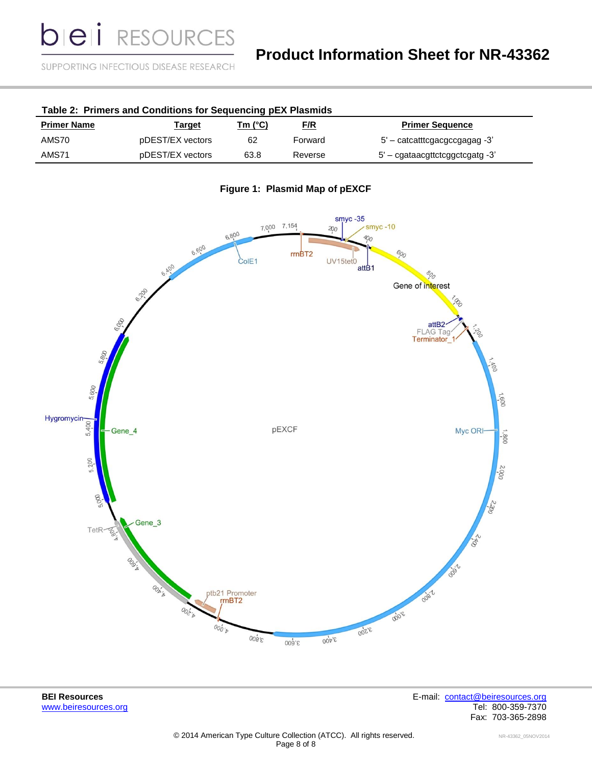**Table 2: Primers and Conditions for Sequencing pEX Plasmids**

| Primer Name | Target | Tm (°C) | F/R | Primer Sequence |
|---|---|---|---|---|
| AMS70 | pDEST/EX vectors | 62 | Forward | 5' – catcatttcgacgccgagag -3' |
| AMS71 | pDEST/EX vectors | 63.8 | Reverse | 5' – cgataacgttctcggctcgatg -3' |

**Figure 1: Plasmid Map of pEXCF**

pEXCF

smyc -35
smyc -10
rrnBT2
UV15tet0
attB1
Gene of interest
attB2
FLAG Tag
Terminator_1
Myc ORI
ptb21 Promoter
rrnBT2
TetR
Gene_3
Gene_4
Hygromycin
ColE1

7,154
200
400
600
800
1,000
1,200
1,400
1,600
1,800
2,000
2,200
2,400
2,600
2,800
3,000
3,200
3,400
3,600
3,800
4,000
4,200
4,400
4,600
4,800
5,000
5,200
5,400
5,600
5,800
6,000
6,200
6,400
6,600
6,800
7,000

**BEI Resources**
www.beiresources.org

E-mail: contact@beiresources.org
Tel: 800-359-7370
Fax: 703-365-2898

© 2014 American Type Culture Collection (ATCC). All rights reserved.

NR-43362_05NOV2014